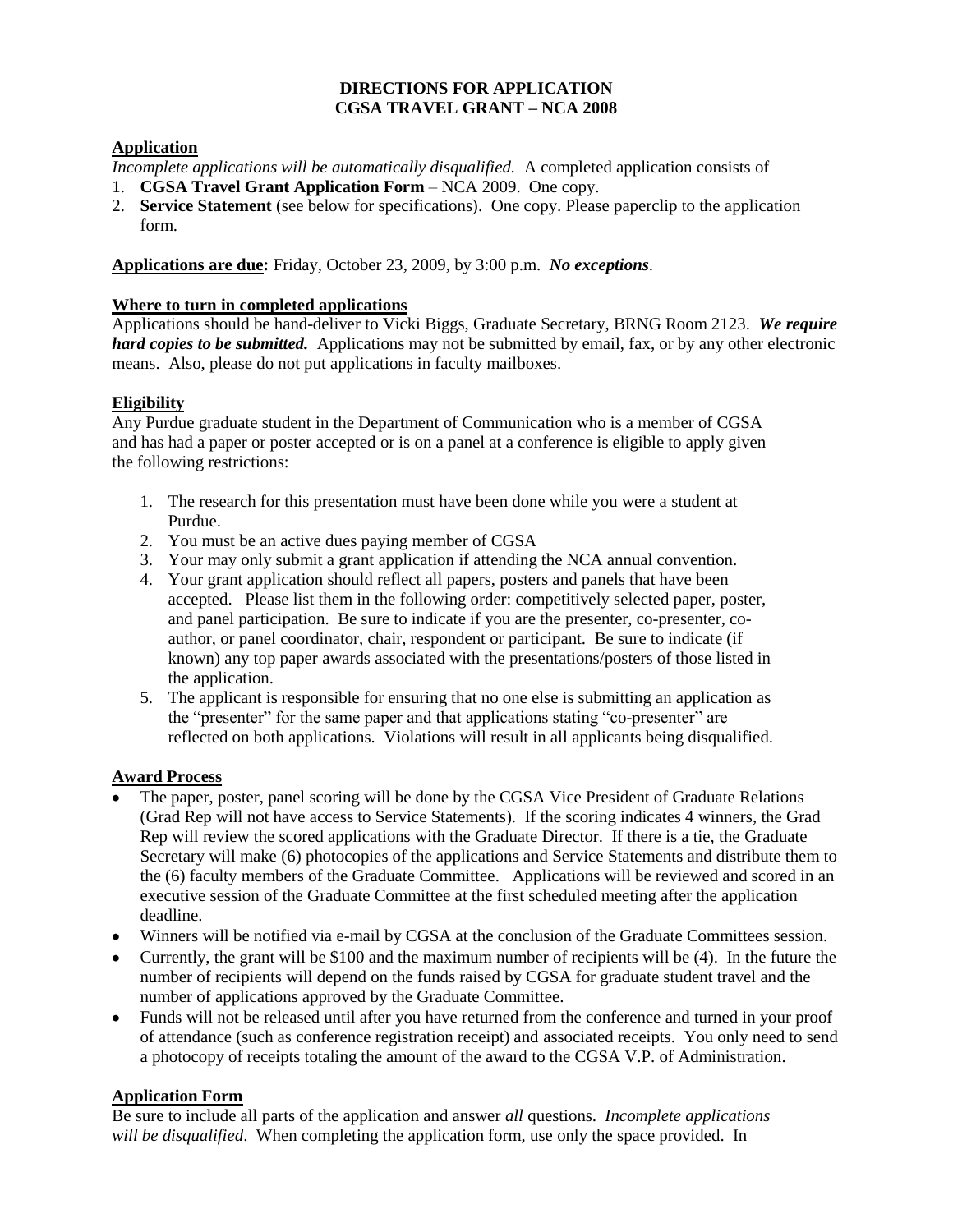**DIRECTIONS FOR APPLICATION**
**CGSA TRAVEL GRANT – NCA 2008**

**Application**

*Incomplete applications will be automatically disqualified.* A completed application consists of

1. **CGSA Travel Grant Application Form** – NCA 2009. One copy.
2. **Service Statement** (see below for specifications). One copy. Please paperclip to the application form.

**Applications are due:** Friday, October 23, 2009, by 3:00 p.m. ***No exceptions***.

**Where to turn in completed applications**

Applications should be hand-deliver to Vicki Biggs, Graduate Secretary, BRNG Room 2123. ***We require hard copies to be submitted.*** Applications may not be submitted by email, fax, or by any other electronic means. Also, please do not put applications in faculty mailboxes.

**Eligibility**

Any Purdue graduate student in the Department of Communication who is a member of CGSA and has had a paper or poster accepted or is on a panel at a conference is eligible to apply given the following restrictions:

1. The research for this presentation must have been done while you were a student at Purdue.
2. You must be an active dues paying member of CGSA
3. Your may only submit a grant application if attending the NCA annual convention.
4. Your grant application should reflect all papers, posters and panels that have been accepted. Please list them in the following order: competitively selected paper, poster, and panel participation. Be sure to indicate if you are the presenter, co-presenter, co-author, or panel coordinator, chair, respondent or participant. Be sure to indicate (if known) any top paper awards associated with the presentations/posters of those listed in the application.
5. The applicant is responsible for ensuring that no one else is submitting an application as the "presenter" for the same paper and that applications stating "co-presenter" are reflected on both applications. Violations will result in all applicants being disqualified.

**Award Process**

- The paper, poster, panel scoring will be done by the CGSA Vice President of Graduate Relations (Grad Rep will not have access to Service Statements). If the scoring indicates 4 winners, the Grad Rep will review the scored applications with the Graduate Director. If there is a tie, the Graduate Secretary will make (6) photocopies of the applications and Service Statements and distribute them to the (6) faculty members of the Graduate Committee. Applications will be reviewed and scored in an executive session of the Graduate Committee at the first scheduled meeting after the application deadline.
- Winners will be notified via e-mail by CGSA at the conclusion of the Graduate Committees session.
- Currently, the grant will be $100 and the maximum number of recipients will be (4). In the future the number of recipients will depend on the funds raised by CGSA for graduate student travel and the number of applications approved by the Graduate Committee.
- Funds will not be released until after you have returned from the conference and turned in your proof of attendance (such as conference registration receipt) and associated receipts. You only need to send a photocopy of receipts totaling the amount of the award to the CGSA V.P. of Administration.

**Application Form**

Be sure to include all parts of the application and answer *all* questions. *Incomplete applications will be disqualified*. When completing the application form, use only the space provided. In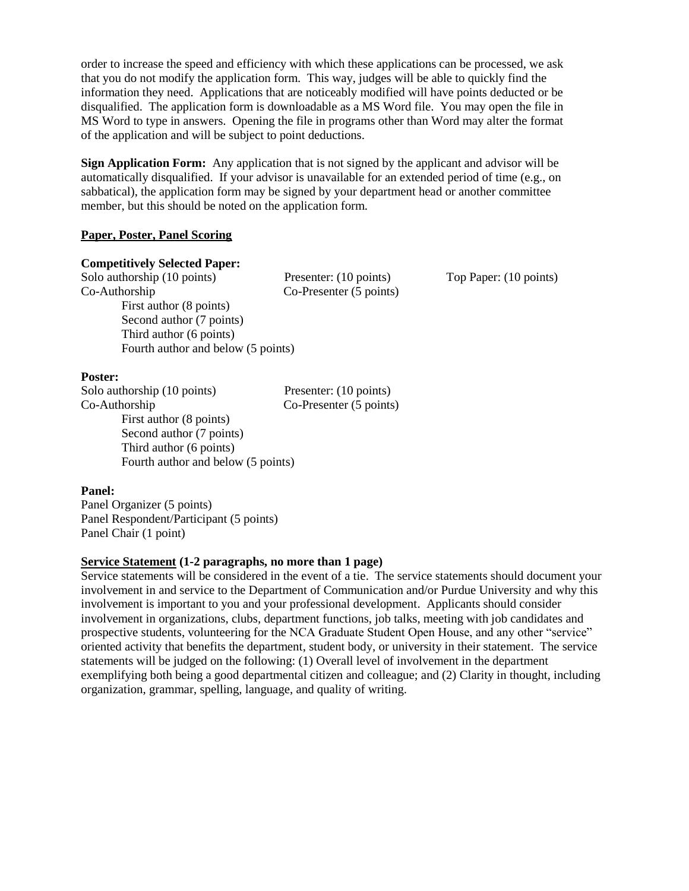order to increase the speed and efficiency with which these applications can be processed, we ask that you do not modify the application form. This way, judges will be able to quickly find the information they need. Applications that are noticeably modified will have points deducted or be disqualified. The application form is downloadable as a MS Word file. You may open the file in MS Word to type in answers. Opening the file in programs other than Word may alter the format of the application and will be subject to point deductions.

**Sign Application Form:** Any application that is not signed by the applicant and advisor will be automatically disqualified. If your advisor is unavailable for an extended period of time (e.g., on sabbatical), the application form may be signed by your department head or another committee member, but this should be noted on the application form.

**Paper, Poster, Panel Scoring**

**Competitively Selected Paper:**

Solo authorship (10 points)

Co-Authorship
- First author (8 points)
- Second author (7 points)
- Third author (6 points)
- Fourth author and below (5 points)

Presenter: (10 points)

Co-Presenter (5 points)

Top Paper: (10 points)

**Poster:**

Solo authorship (10 points)

Co-Authorship
- First author (8 points)
- Second author (7 points)
- Third author (6 points)
- Fourth author and below (5 points)

Presenter: (10 points)

Co-Presenter (5 points)

**Panel:**

Panel Organizer (5 points)
Panel Respondent/Participant (5 points)
Panel Chair (1 point)

**Service Statement (1-2 paragraphs, no more than 1 page)**

Service statements will be considered in the event of a tie. The service statements should document your involvement in and service to the Department of Communication and/or Purdue University and why this involvement is important to you and your professional development. Applicants should consider involvement in organizations, clubs, department functions, job talks, meeting with job candidates and prospective students, volunteering for the NCA Graduate Student Open House, and any other "service" oriented activity that benefits the department, student body, or university in their statement. The service statements will be judged on the following: (1) Overall level of involvement in the department exemplifying both being a good departmental citizen and colleague; and (2) Clarity in thought, including organization, grammar, spelling, language, and quality of writing.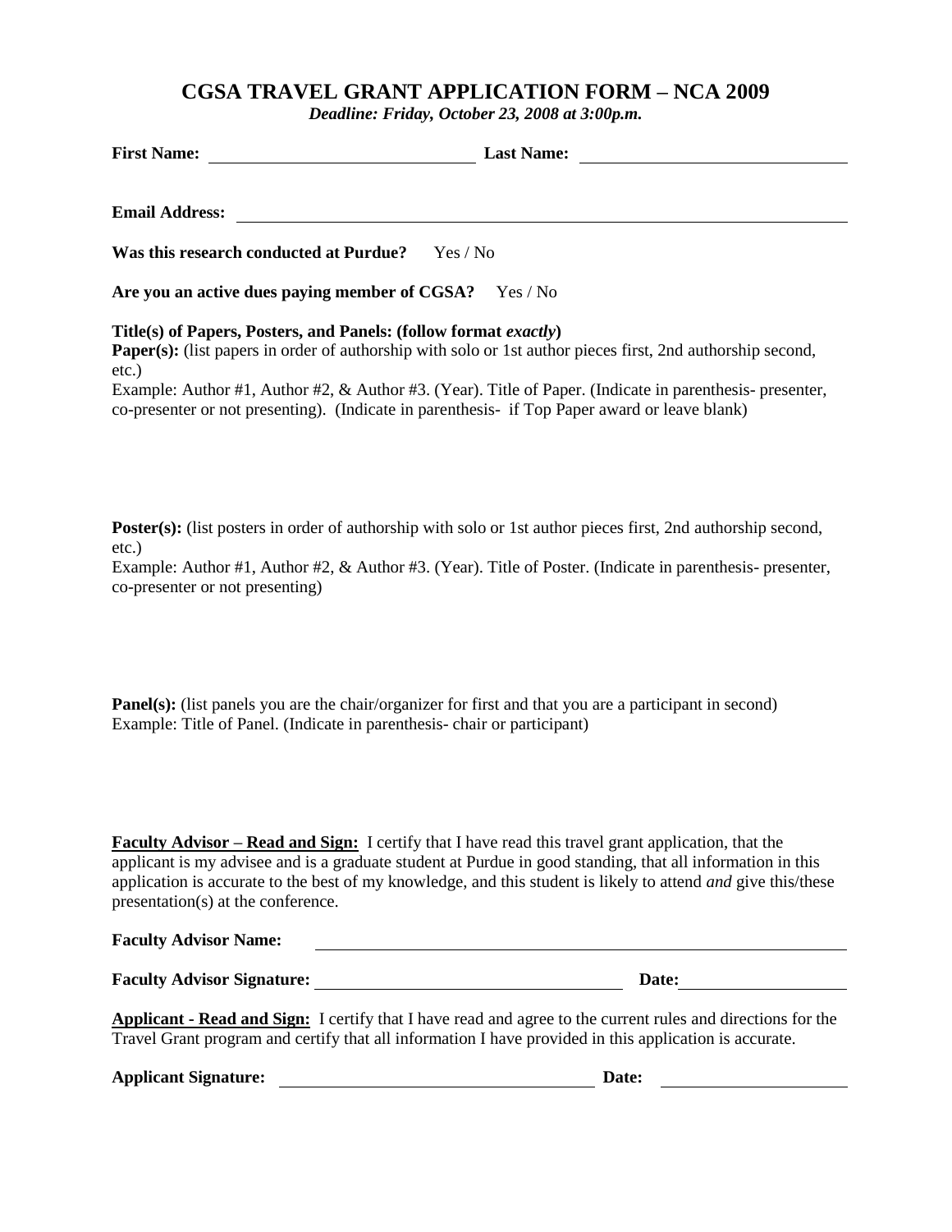# CGSA TRAVEL GRANT APPLICATION FORM – NCA 2009

***Deadline: Friday, October 23, 2008 at 3:00p.m.***

**First Name:** ______________________________ **Last Name:** ______________________________

**Email Address:** ______________________________________________________________

**Was this research conducted at Purdue?** Yes / No

**Are you an active dues paying member of CGSA?** Yes / No

**Title(s) of Papers, Posters, and Panels: (follow format *exactly*)**

**Paper(s):** (list papers in order of authorship with solo or 1st author pieces first, 2nd authorship second, etc.)

Example: Author #1, Author #2, & Author #3. (Year). Title of Paper. (Indicate in parenthesis- presenter, co-presenter or not presenting). (Indicate in parenthesis- if Top Paper award or leave blank)

**Poster(s):** (list posters in order of authorship with solo or 1st author pieces first, 2nd authorship second, etc.)

Example: Author #1, Author #2, & Author #3. (Year). Title of Poster. (Indicate in parenthesis- presenter, co-presenter or not presenting)

**Panel(s):** (list panels you are the chair/organizer for first and that you are a participant in second)

Example: Title of Panel. (Indicate in parenthesis- chair or participant)

**<u>Faculty Advisor – Read and Sign:</u>** I certify that I have read this travel grant application, that the applicant is my advisee and is a graduate student at Purdue in good standing, that all information in this application is accurate to the best of my knowledge, and this student is likely to attend *and* give this/these presentation(s) at the conference.

**Faculty Advisor Name:** ______________________________________________________________

**Faculty Advisor Signature:** ______________________________ **Date:** ________________

**<u>Applicant - Read and Sign:</u>** I certify that I have read and agree to the current rules and directions for the Travel Grant program and certify that all information I have provided in this application is accurate.

**Applicant Signature:** ______________________________ **Date:** ________________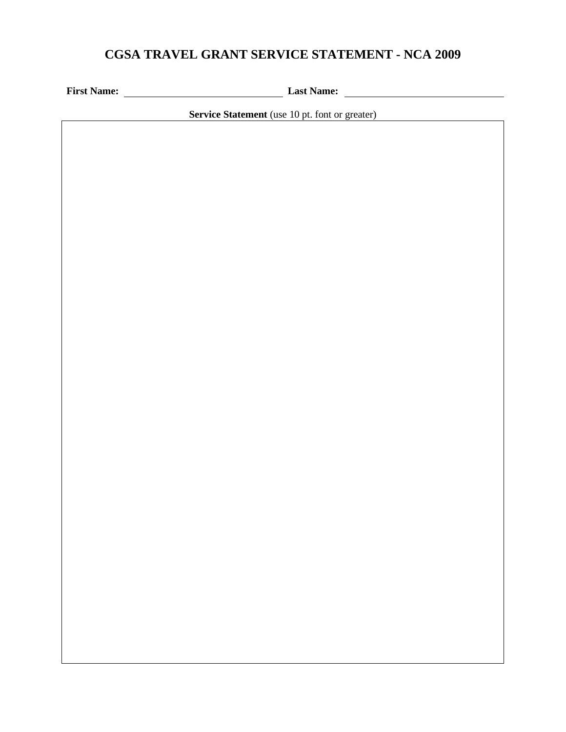# CGSA TRAVEL GRANT SERVICE STATEMENT - NCA 2009

**First Name:** ______________________________ **Last Name:** ______________________________

**Service Statement** (use 10 pt. font or greater)